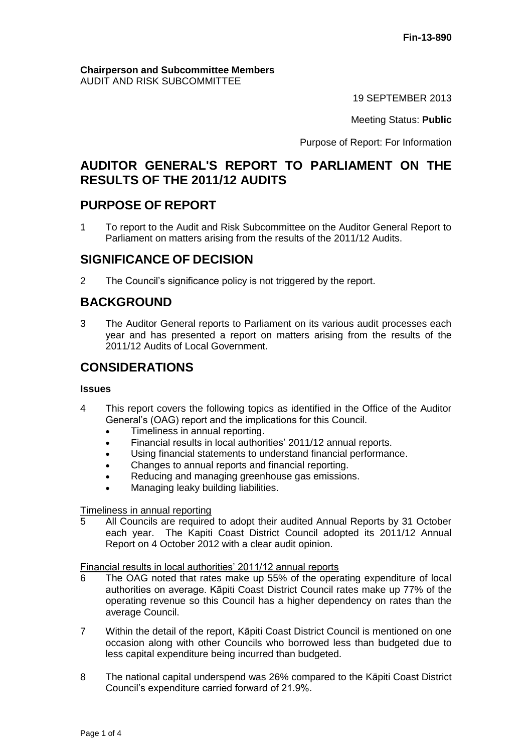Fin-13-890

**Chairperson and Subcommittee Members**
AUDIT AND RISK SUBCOMMITTEE

19 SEPTEMBER 2013

Meeting Status: **Public**

Purpose of Report: For Information

# AUDITOR GENERAL'S REPORT TO PARLIAMENT ON THE RESULTS OF THE 2011/12 AUDITS

## PURPOSE OF REPORT

1 To report to the Audit and Risk Subcommittee on the Auditor General Report to Parliament on matters arising from the results of the 2011/12 Audits.

## SIGNIFICANCE OF DECISION

2 The Council's significance policy is not triggered by the report.

## BACKGROUND

3 The Auditor General reports to Parliament on its various audit processes each year and has presented a report on matters arising from the results of the 2011/12 Audits of Local Government.

## CONSIDERATIONS

### Issues

4 This report covers the following topics as identified in the Office of the Auditor General's (OAG) report and the implications for this Council.

- Timeliness in annual reporting.
- Financial results in local authorities' 2011/12 annual reports.
- Using financial statements to understand financial performance.
- Changes to annual reports and financial reporting.
- Reducing and managing greenhouse gas emissions.
- Managing leaky building liabilities.

Timeliness in annual reporting

5 All Councils are required to adopt their audited Annual Reports by 31 October each year. The Kapiti Coast District Council adopted its 2011/12 Annual Report on 4 October 2012 with a clear audit opinion.

Financial results in local authorities' 2011/12 annual reports

6 The OAG noted that rates make up 55% of the operating expenditure of local authorities on average. Kāpiti Coast District Council rates make up 77% of the operating revenue so this Council has a higher dependency on rates than the average Council.

7 Within the detail of the report, Kāpiti Coast District Council is mentioned on one occasion along with other Councils who borrowed less than budgeted due to less capital expenditure being incurred than budgeted.

8 The national capital underspend was 26% compared to the Kāpiti Coast District Council's expenditure carried forward of 21.9%.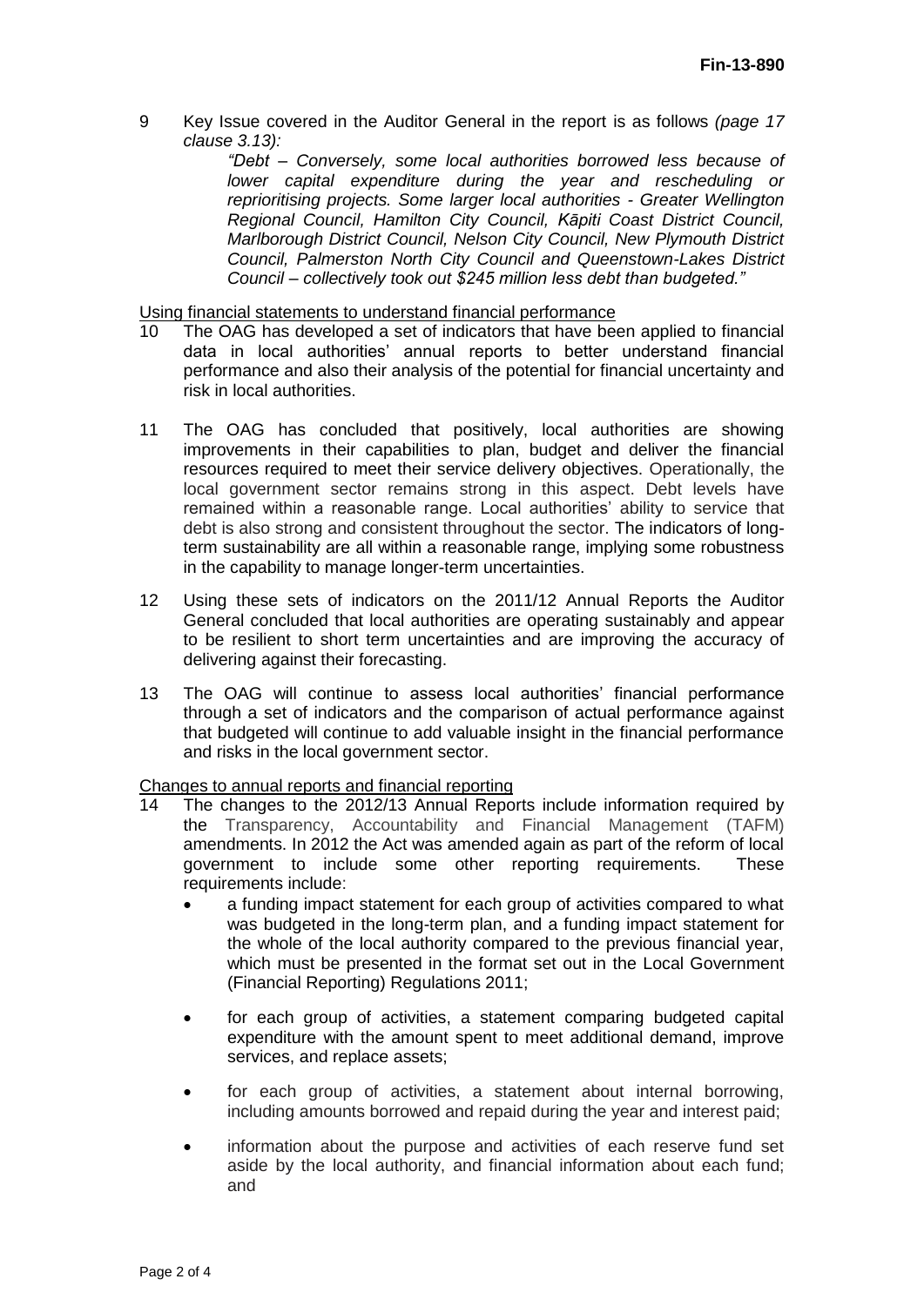9 Key Issue covered in the Auditor General in the report is as follows *(page 17 clause 3.13):*

> *"Debt – Conversely, some local authorities borrowed less because of lower capital expenditure during the year and rescheduling or reprioritising projects. Some larger local authorities - Greater Wellington Regional Council, Hamilton City Council, Kāpiti Coast District Council, Marlborough District Council, Nelson City Council, New Plymouth District Council, Palmerston North City Council and Queenstown-Lakes District Council – collectively took out $245 million less debt than budgeted."*

<u>Using financial statements to understand financial performance</u>

10 The OAG has developed a set of indicators that have been applied to financial data in local authorities' annual reports to better understand financial performance and also their analysis of the potential for financial uncertainty and risk in local authorities.

11 The OAG has concluded that positively, local authorities are showing improvements in their capabilities to plan, budget and deliver the financial resources required to meet their service delivery objectives. Operationally, the local government sector remains strong in this aspect. Debt levels have remained within a reasonable range. Local authorities' ability to service that debt is also strong and consistent throughout the sector. The indicators of long-term sustainability are all within a reasonable range, implying some robustness in the capability to manage longer-term uncertainties.

12 Using these sets of indicators on the 2011/12 Annual Reports the Auditor General concluded that local authorities are operating sustainably and appear to be resilient to short term uncertainties and are improving the accuracy of delivering against their forecasting.

13 The OAG will continue to assess local authorities' financial performance through a set of indicators and the comparison of actual performance against that budgeted will continue to add valuable insight in the financial performance and risks in the local government sector.

<u>Changes to annual reports and financial reporting</u>

14 The changes to the 2012/13 Annual Reports include information required by the Transparency, Accountability and Financial Management (TAFM) amendments. In 2012 the Act was amended again as part of the reform of local government to include some other reporting requirements. These requirements include:

- a funding impact statement for each group of activities compared to what was budgeted in the long-term plan, and a funding impact statement for the whole of the local authority compared to the previous financial year, which must be presented in the format set out in the Local Government (Financial Reporting) Regulations 2011;
- for each group of activities, a statement comparing budgeted capital expenditure with the amount spent to meet additional demand, improve services, and replace assets;
- for each group of activities, a statement about internal borrowing, including amounts borrowed and repaid during the year and interest paid;
- information about the purpose and activities of each reserve fund set aside by the local authority, and financial information about each fund; and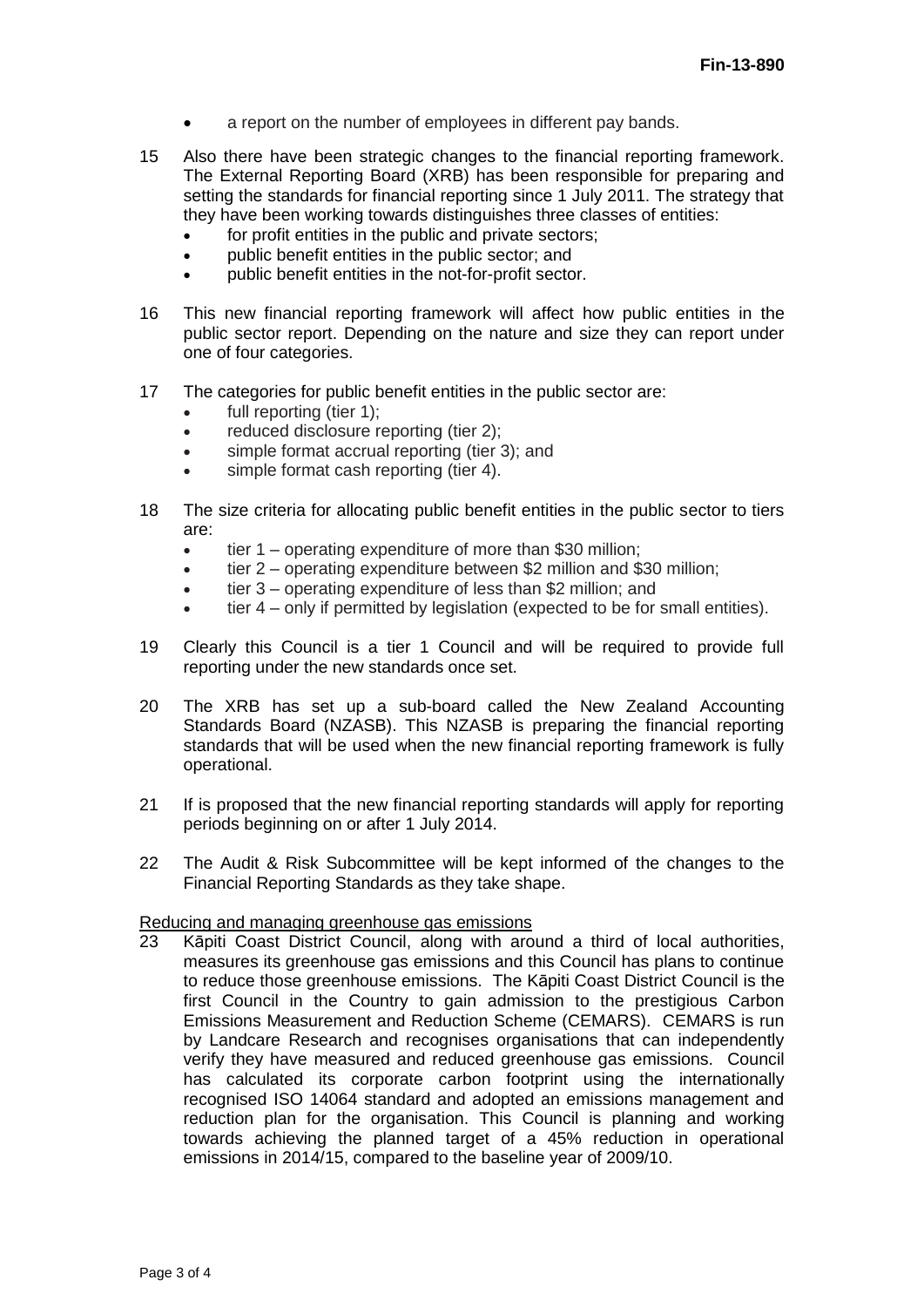- a report on the number of employees in different pay bands.

15 Also there have been strategic changes to the financial reporting framework. The External Reporting Board (XRB) has been responsible for preparing and setting the standards for financial reporting since 1 July 2011. The strategy that they have been working towards distinguishes three classes of entities:
   - for profit entities in the public and private sectors;
   - public benefit entities in the public sector; and
   - public benefit entities in the not-for-profit sector.

16 This new financial reporting framework will affect how public entities in the public sector report. Depending on the nature and size they can report under one of four categories.

17 The categories for public benefit entities in the public sector are:
   - full reporting (tier 1);
   - reduced disclosure reporting (tier 2);
   - simple format accrual reporting (tier 3); and
   - simple format cash reporting (tier 4).

18 The size criteria for allocating public benefit entities in the public sector to tiers are:
   - tier 1 – operating expenditure of more than $30 million;
   - tier 2 – operating expenditure between $2 million and $30 million;
   - tier 3 – operating expenditure of less than $2 million; and
   - tier 4 – only if permitted by legislation (expected to be for small entities).

19 Clearly this Council is a tier 1 Council and will be required to provide full reporting under the new standards once set.

20 The XRB has set up a sub-board called the New Zealand Accounting Standards Board (NZASB). This NZASB is preparing the financial reporting standards that will be used when the new financial reporting framework is fully operational.

21 If is proposed that the new financial reporting standards will apply for reporting periods beginning on or after 1 July 2014.

22 The Audit & Risk Subcommittee will be kept informed of the changes to the Financial Reporting Standards as they take shape.

<u>Reducing and managing greenhouse gas emissions</u>

23 Kāpiti Coast District Council, along with around a third of local authorities, measures its greenhouse gas emissions and this Council has plans to continue to reduce those greenhouse emissions. The Kāpiti Coast District Council is the first Council in the Country to gain admission to the prestigious Carbon Emissions Measurement and Reduction Scheme (CEMARS). CEMARS is run by Landcare Research and recognises organisations that can independently verify they have measured and reduced greenhouse gas emissions. Council has calculated its corporate carbon footprint using the internationally recognised ISO 14064 standard and adopted an emissions management and reduction plan for the organisation. This Council is planning and working towards achieving the planned target of a 45% reduction in operational emissions in 2014/15, compared to the baseline year of 2009/10.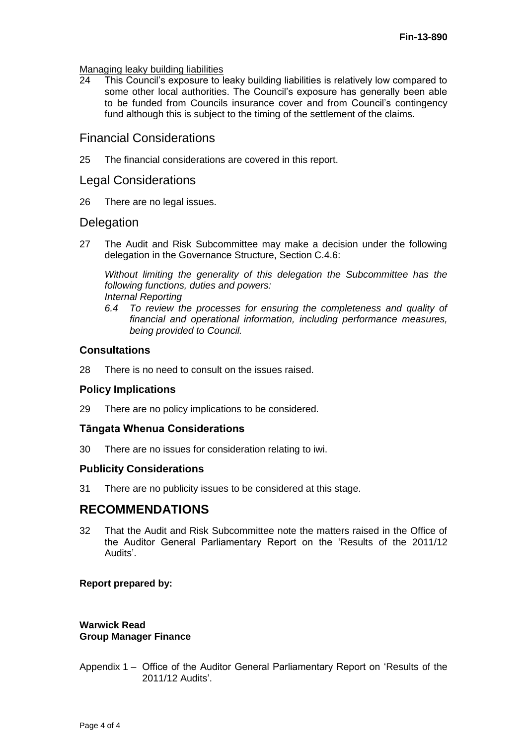Managing leaky building liabilities

24 This Council's exposure to leaky building liabilities is relatively low compared to some other local authorities. The Council's exposure has generally been able to be funded from Councils insurance cover and from Council's contingency fund although this is subject to the timing of the settlement of the claims.

## Financial Considerations

25 The financial considerations are covered in this report.

## Legal Considerations

26 There are no legal issues.

## Delegation

27 The Audit and Risk Subcommittee may make a decision under the following delegation in the Governance Structure, Section C.4.6:

*Without limiting the generality of this delegation the Subcommittee has the following functions, duties and powers:*
*Internal Reporting*

*6.4 To review the processes for ensuring the completeness and quality of financial and operational information, including performance measures, being provided to Council.*

### Consultations

28 There is no need to consult on the issues raised.

### Policy Implications

29 There are no policy implications to be considered.

### Tāngata Whenua Considerations

30 There are no issues for consideration relating to iwi.

### Publicity Considerations

31 There are no publicity issues to be considered at this stage.

## RECOMMENDATIONS

32 That the Audit and Risk Subcommittee note the matters raised in the Office of the Auditor General Parliamentary Report on the 'Results of the 2011/12 Audits'.

**Report prepared by:**

**Warwick Read**
**Group Manager Finance**

Appendix 1 – Office of the Auditor General Parliamentary Report on 'Results of the 2011/12 Audits'.